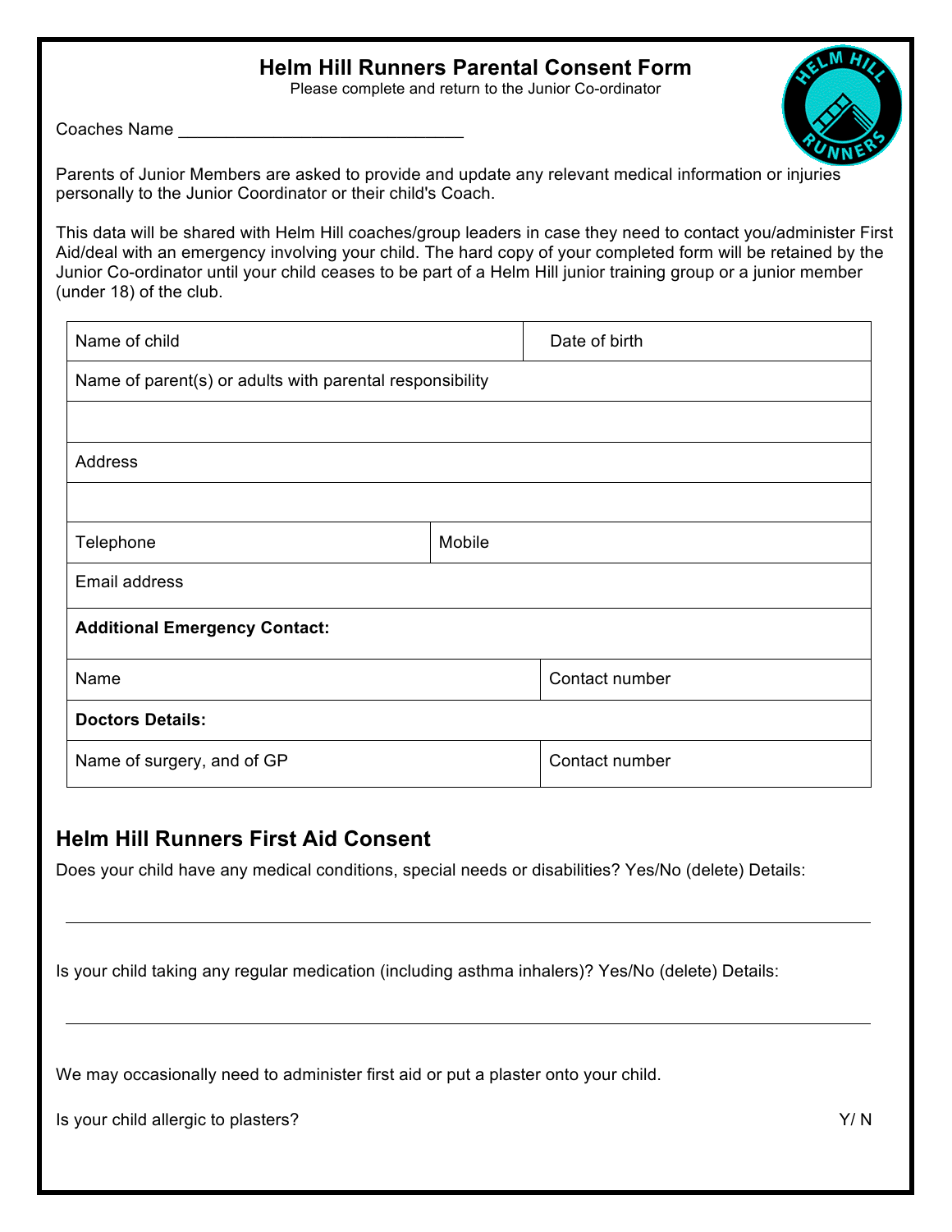# Helm Hill Runners Parental Consent Form

Please complete and return to the Junior Co-ordinator

Coaches Name ______________________________

Parents of Junior Members are asked to provide and update any relevant medical information or injuries personally to the Junior Coordinator or their child's Coach.

This data will be shared with Helm Hill coaches/group leaders in case they need to contact you/administer First Aid/deal with an emergency involving your child. The hard copy of your completed form will be retained by the Junior Co-ordinator until your child ceases to be part of a Helm Hill junior training group or a junior member (under 18) of the club.

| Name of child | Date of birth |
|---|---|
| Name of parent(s) or adults with parental responsibility | |
| | |
| Address | |
| | |
| Telephone | Mobile |
| Email address | |
| **Additional Emergency Contact:** | |
| Name | Contact number |
| **Doctors Details:** | |
| Name of surgery, and of GP | Contact number |

## Helm Hill Runners First Aid Consent

Does your child have any medical conditions, special needs or disabilities? Yes/No (delete) Details:

_______________________________________________

Is your child taking any regular medication (including asthma inhalers)? Yes/No (delete) Details:

_______________________________________________

We may occasionally need to administer first aid or put a plaster onto your child.

Is your child allergic to plasters? Y/ N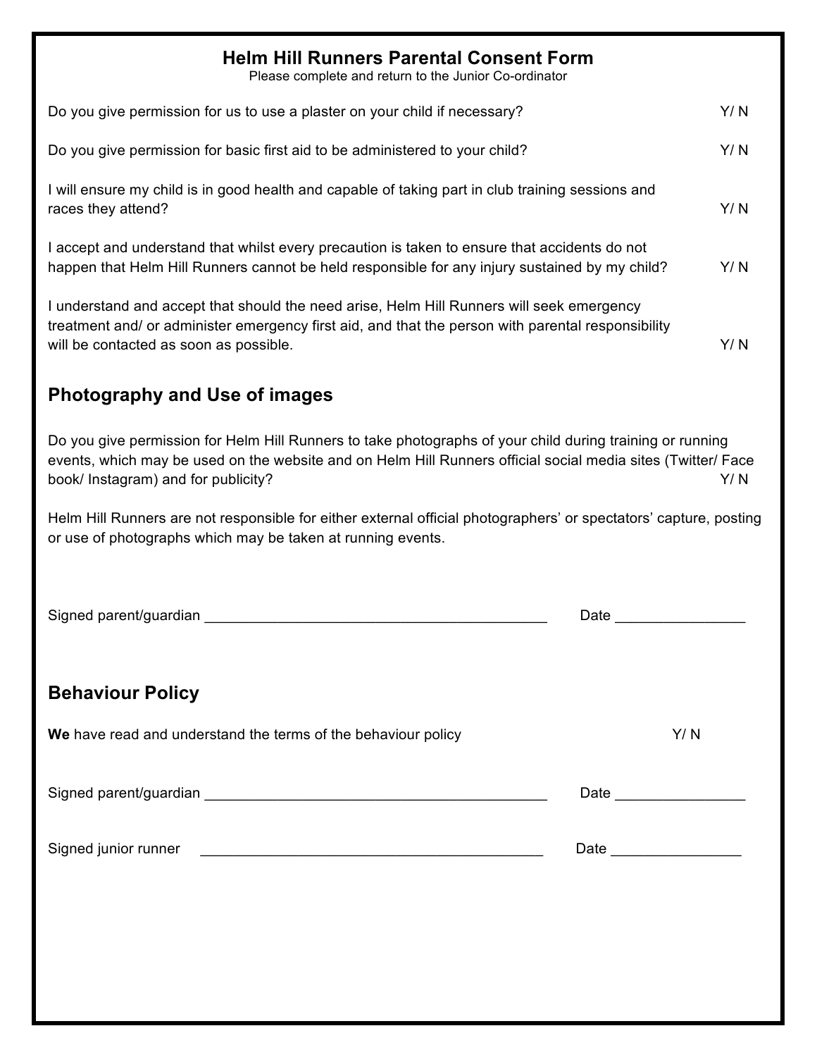# Helm Hill Runners Parental Consent Form

Please complete and return to the Junior Co-ordinator

Do you give permission for us to use a plaster on your child if necessary? Y/ N

Do you give permission for basic first aid to be administered to your child? Y/ N

I will ensure my child is in good health and capable of taking part in club training sessions and races they attend? Y/ N

I accept and understand that whilst every precaution is taken to ensure that accidents do not happen that Helm Hill Runners cannot be held responsible for any injury sustained by my child? Y/ N

I understand and accept that should the need arise, Helm Hill Runners will seek emergency treatment and/ or administer emergency first aid, and that the person with parental responsibility will be contacted as soon as possible. Y/ N

## Photography and Use of images

Do you give permission for Helm Hill Runners to take photographs of your child during training or running events, which may be used on the website and on Helm Hill Runners official social media sites (Twitter/ Face book/ Instagram) and for publicity? Y/ N

Helm Hill Runners are not responsible for either external official photographers' or spectators' capture, posting or use of photographs which may be taken at running events.

Signed parent/guardian ___________________________________________ Date ________________

## Behaviour Policy

**We** have read and understand the terms of the behaviour policy Y/ N

Signed parent/guardian ___________________________________________ Date ________________

Signed junior runner ___________________________________________ Date ________________